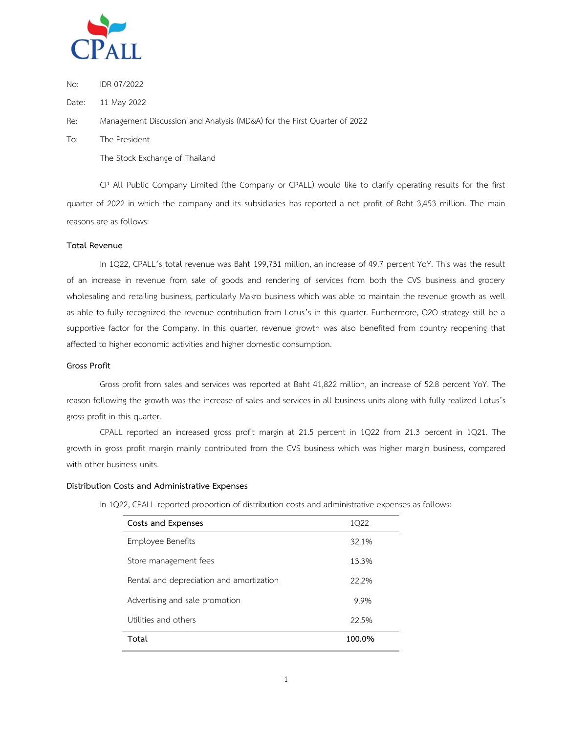No: IDR 07/2022

Date: 11 May 2022

Re: Management Discussion and Analysis (MD&A) for the First Quarter of 2022

To: The President

The Stock Exchange of Thailand

CP All Public Company Limited (the Company or CPALL) would like to clarify operating results for the first quarter of 2022 in which the company and its subsidiaries has reported a net profit of Baht 3,453 million. The main reasons are as follows:

**Total Revenue**

In 1Q22, CPALL's total revenue was Baht 199,731 million, an increase of 49.7 percent YoY. This was the result of an increase in revenue from sale of goods and rendering of services from both the CVS business and grocery wholesaling and retailing business, particularly Makro business which was able to maintain the revenue growth as well as able to fully recognized the revenue contribution from Lotus's in this quarter. Furthermore, O2O strategy still be a supportive factor for the Company. In this quarter, revenue growth was also benefited from country reopening that affected to higher economic activities and higher domestic consumption.

**Gross Profit**

Gross profit from sales and services was reported at Baht 41,822 million, an increase of 52.8 percent YoY. The reason following the growth was the increase of sales and services in all business units along with fully realized Lotus's gross profit in this quarter.

CPALL reported an increased gross profit margin at 21.5 percent in 1Q22 from 21.3 percent in 1Q21. The growth in gross profit margin mainly contributed from the CVS business which was higher margin business, compared with other business units.

**Distribution Costs and Administrative Expenses**

In 1Q22, CPALL reported proportion of distribution costs and administrative expenses as follows:

| Costs and Expenses | 1Q22 |
|---|---|
| Employee Benefits | 32.1% |
| Store management fees | 13.3% |
| Rental and depreciation and amortization | 22.2% |
| Advertising and sale promotion | 9.9% |
| Utilities and others | 22.5% |
| **Total** | **100.0%** |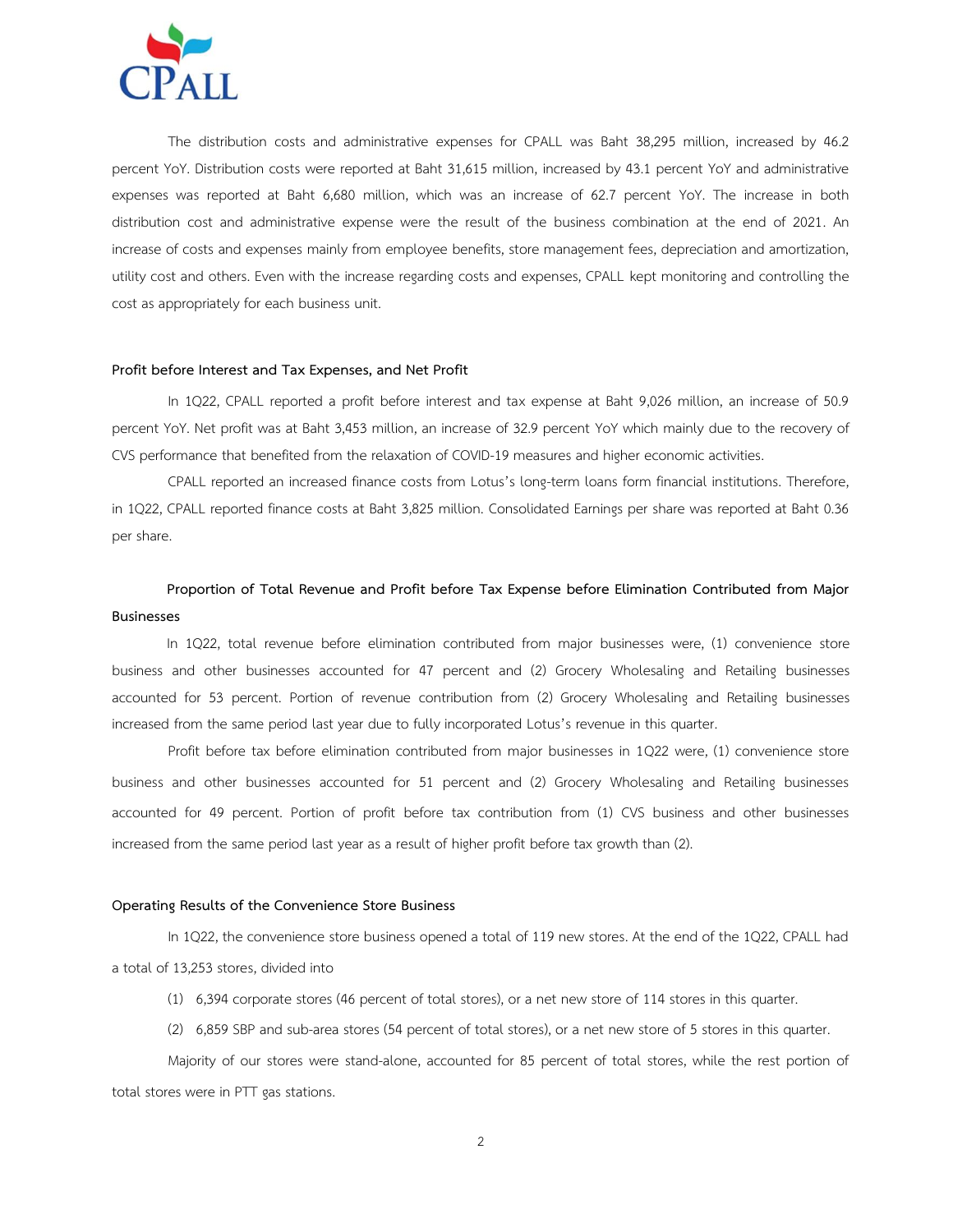The distribution costs and administrative expenses for CPALL was Baht 38,295 million, increased by 46.2 percent YoY. Distribution costs were reported at Baht 31,615 million, increased by 43.1 percent YoY and administrative expenses was reported at Baht 6,680 million, which was an increase of 62.7 percent YoY. The increase in both distribution cost and administrative expense were the result of the business combination at the end of 2021. An increase of costs and expenses mainly from employee benefits, store management fees, depreciation and amortization, utility cost and others. Even with the increase regarding costs and expenses, CPALL kept monitoring and controlling the cost as appropriately for each business unit.

### Profit before Interest and Tax Expenses, and Net Profit

In 1Q22, CPALL reported a profit before interest and tax expense at Baht 9,026 million, an increase of 50.9 percent YoY. Net profit was at Baht 3,453 million, an increase of 32.9 percent YoY which mainly due to the recovery of CVS performance that benefited from the relaxation of COVID-19 measures and higher economic activities.

CPALL reported an increased finance costs from Lotus's long-term loans form financial institutions. Therefore, in 1Q22, CPALL reported finance costs at Baht 3,825 million. Consolidated Earnings per share was reported at Baht 0.36 per share.

### Proportion of Total Revenue and Profit before Tax Expense before Elimination Contributed from Major Businesses

In 1Q22, total revenue before elimination contributed from major businesses were, (1) convenience store business and other businesses accounted for 47 percent and (2) Grocery Wholesaling and Retailing businesses accounted for 53 percent. Portion of revenue contribution from (2) Grocery Wholesaling and Retailing businesses increased from the same period last year due to fully incorporated Lotus's revenue in this quarter.

Profit before tax before elimination contributed from major businesses in 1Q22 were, (1) convenience store business and other businesses accounted for 51 percent and (2) Grocery Wholesaling and Retailing businesses accounted for 49 percent. Portion of profit before tax contribution from (1) CVS business and other businesses increased from the same period last year as a result of higher profit before tax growth than (2).

### Operating Results of the Convenience Store Business

In 1Q22, the convenience store business opened a total of 119 new stores. At the end of the 1Q22, CPALL had a total of 13,253 stores, divided into

(1) 6,394 corporate stores (46 percent of total stores), or a net new store of 114 stores in this quarter.

(2) 6,859 SBP and sub-area stores (54 percent of total stores), or a net new store of 5 stores in this quarter.

Majority of our stores were stand-alone, accounted for 85 percent of total stores, while the rest portion of total stores were in PTT gas stations.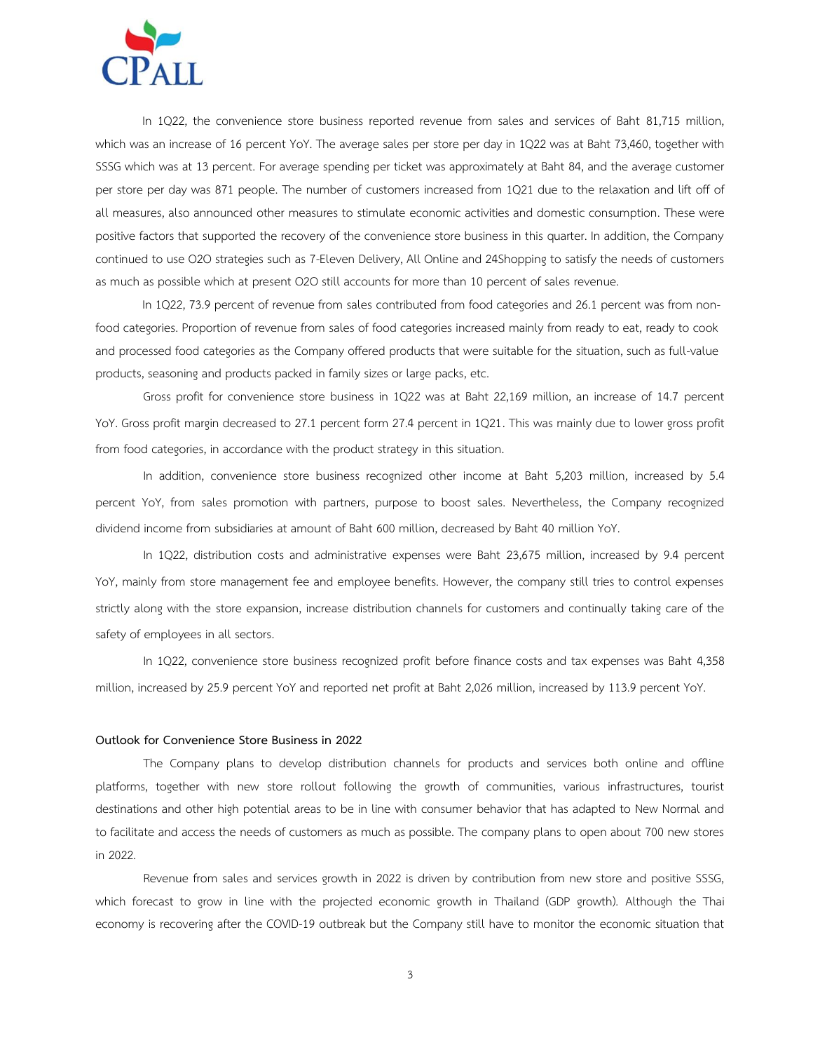In 1Q22, the convenience store business reported revenue from sales and services of Baht 81,715 million, which was an increase of 16 percent YoY. The average sales per store per day in 1Q22 was at Baht 73,460, together with SSSG which was at 13 percent. For average spending per ticket was approximately at Baht 84, and the average customer per store per day was 871 people. The number of customers increased from 1Q21 due to the relaxation and lift off of all measures, also announced other measures to stimulate economic activities and domestic consumption. These were positive factors that supported the recovery of the convenience store business in this quarter. In addition, the Company continued to use O2O strategies such as 7-Eleven Delivery, All Online and 24Shopping to satisfy the needs of customers as much as possible which at present O2O still accounts for more than 10 percent of sales revenue.

In 1Q22, 73.9 percent of revenue from sales contributed from food categories and 26.1 percent was from non-food categories. Proportion of revenue from sales of food categories increased mainly from ready to eat, ready to cook and processed food categories as the Company offered products that were suitable for the situation, such as full-value products, seasoning and products packed in family sizes or large packs, etc.

Gross profit for convenience store business in 1Q22 was at Baht 22,169 million, an increase of 14.7 percent YoY. Gross profit margin decreased to 27.1 percent form 27.4 percent in 1Q21. This was mainly due to lower gross profit from food categories, in accordance with the product strategy in this situation.

In addition, convenience store business recognized other income at Baht 5,203 million, increased by 5.4 percent YoY, from sales promotion with partners, purpose to boost sales. Nevertheless, the Company recognized dividend income from subsidiaries at amount of Baht 600 million, decreased by Baht 40 million YoY.

In 1Q22, distribution costs and administrative expenses were Baht 23,675 million, increased by 9.4 percent YoY, mainly from store management fee and employee benefits. However, the company still tries to control expenses strictly along with the store expansion, increase distribution channels for customers and continually taking care of the safety of employees in all sectors.

In 1Q22, convenience store business recognized profit before finance costs and tax expenses was Baht 4,358 million, increased by 25.9 percent YoY and reported net profit at Baht 2,026 million, increased by 113.9 percent YoY.

**Outlook for Convenience Store Business in 2022**

The Company plans to develop distribution channels for products and services both online and offline platforms, together with new store rollout following the growth of communities, various infrastructures, tourist destinations and other high potential areas to be in line with consumer behavior that has adapted to New Normal and to facilitate and access the needs of customers as much as possible. The company plans to open about 700 new stores in 2022.

Revenue from sales and services growth in 2022 is driven by contribution from new store and positive SSSG, which forecast to grow in line with the projected economic growth in Thailand (GDP growth). Although the Thai economy is recovering after the COVID-19 outbreak but the Company still have to monitor the economic situation that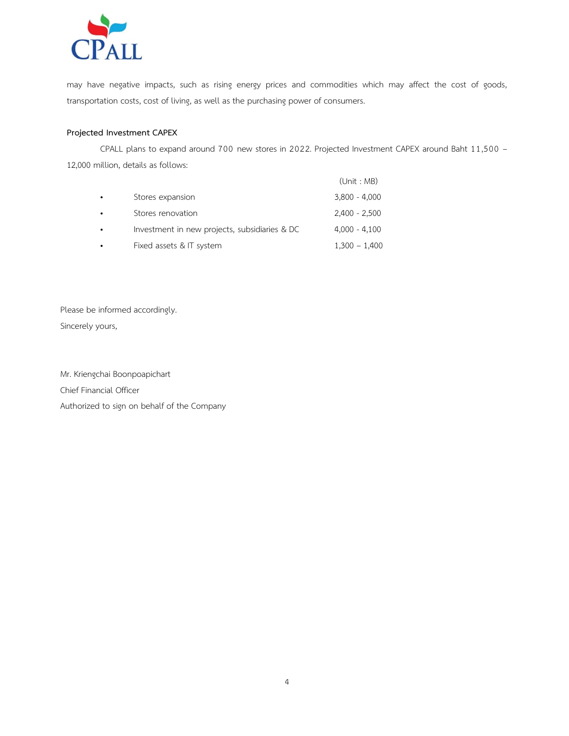may have negative impacts, such as rising energy prices and commodities which may affect the cost of goods, transportation costs, cost of living, as well as the purchasing power of consumers.

**Projected Investment CAPEX**

CPALL plans to expand around 700 new stores in 2022. Projected Investment CAPEX around Baht 11,500 – 12,000 million, details as follows:

| | (Unit : MB) |
|---|---|
| • Stores expansion | 3,800 - 4,000 |
| • Stores renovation | 2,400 - 2,500 |
| • Investment in new projects, subsidiaries & DC | 4,000 - 4,100 |
| • Fixed assets & IT system | 1,300 – 1,400 |

Please be informed accordingly.

Sincerely yours,

Mr. Kriengchai Boonpoapichart

Chief Financial Officer

Authorized to sign on behalf of the Company